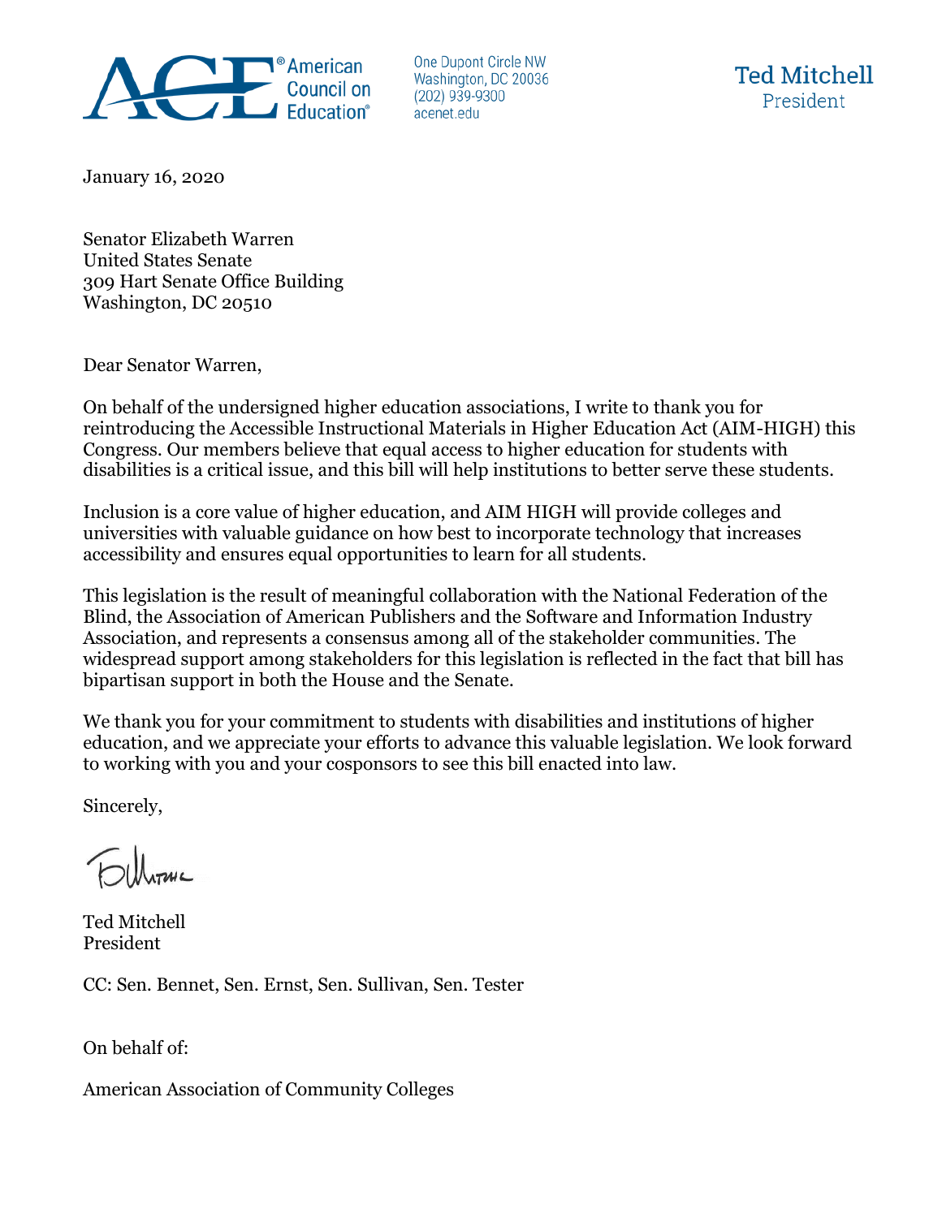American Council on Education®

One Dupont Circle NW
Washington, DC 20036
(202) 939-9300
acenet.edu

Ted Mitchell
President

January 16, 2020

Senator Elizabeth Warren
United States Senate
309 Hart Senate Office Building
Washington, DC 20510

Dear Senator Warren,

On behalf of the undersigned higher education associations, I write to thank you for reintroducing the Accessible Instructional Materials in Higher Education Act (AIM-HIGH) this Congress. Our members believe that equal access to higher education for students with disabilities is a critical issue, and this bill will help institutions to better serve these students.

Inclusion is a core value of higher education, and AIM HIGH will provide colleges and universities with valuable guidance on how best to incorporate technology that increases accessibility and ensures equal opportunities to learn for all students.

This legislation is the result of meaningful collaboration with the National Federation of the Blind, the Association of American Publishers and the Software and Information Industry Association, and represents a consensus among all of the stakeholder communities. The widespread support among stakeholders for this legislation is reflected in the fact that bill has bipartisan support in both the House and the Senate.

We thank you for your commitment to students with disabilities and institutions of higher education, and we appreciate your efforts to advance this valuable legislation. We look forward to working with you and your cosponsors to see this bill enacted into law.

Sincerely,

Ted Mitchell
President

CC: Sen. Bennet, Sen. Ernst, Sen. Sullivan, Sen. Tester

On behalf of:

American Association of Community Colleges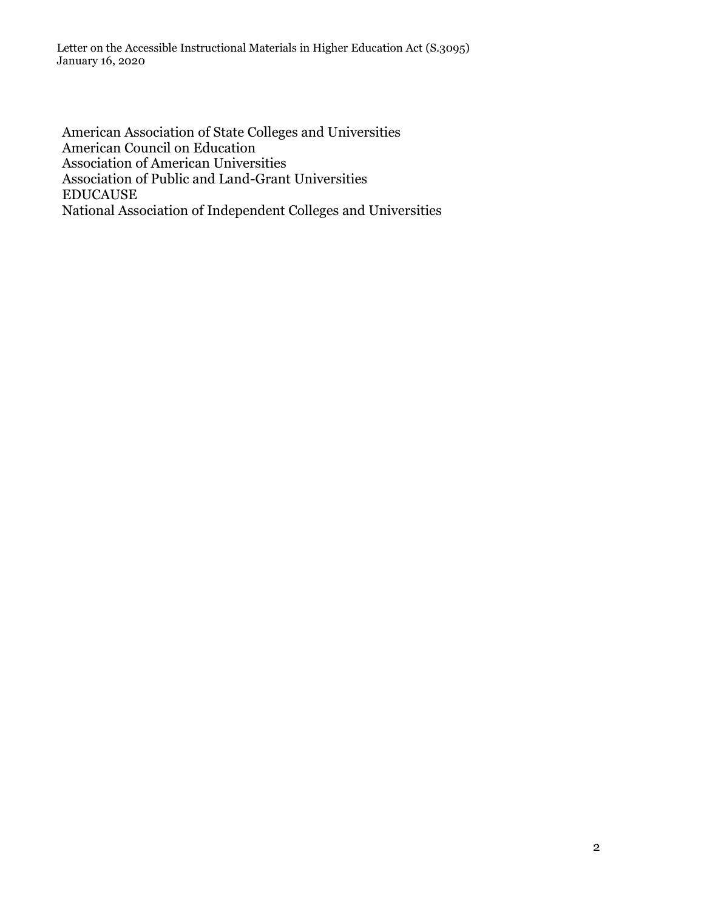American Association of State Colleges and Universities
American Council on Education
Association of American Universities
Association of Public and Land-Grant Universities
EDUCAUSE
National Association of Independent Colleges and Universities